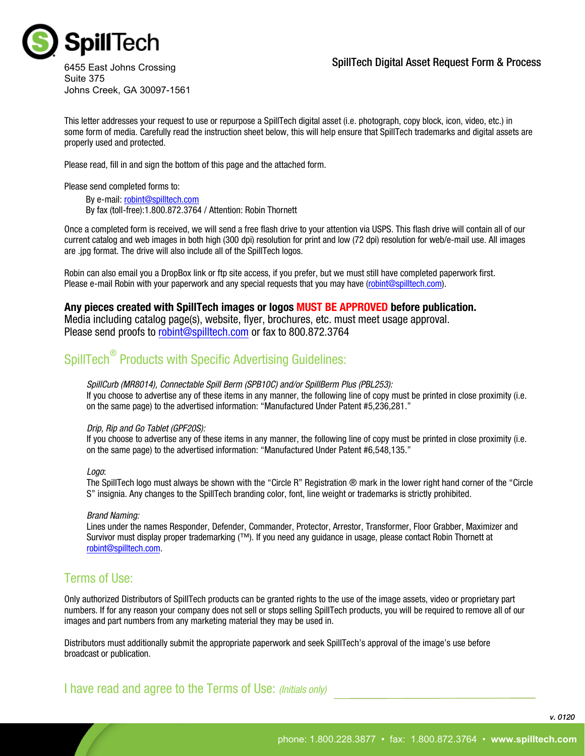SpillTech

6455 East Johns Crossing
Suite 375
Johns Creek, GA 30097-1561

## SpillTech Digital Asset Request Form & Process

This letter addresses your request to use or repurpose a SpillTech digital asset (i.e. photograph, copy block, icon, video, etc.) in some form of media. Carefully read the instruction sheet below, this will help ensure that SpillTech trademarks and digital assets are properly used and protected.

Please read, fill in and sign the bottom of this page and the attached form.

Please send completed forms to:

By e-mail: robint@spilltech.com
By fax (toll-free):1.800.872.3764 / Attention: Robin Thornett

Once a completed form is received, we will send a free flash drive to your attention via USPS. This flash drive will contain all of our current catalog and web images in both high (300 dpi) resolution for print and low (72 dpi) resolution for web/e-mail use. All images are .jpg format. The drive will also include all of the SpillTech logos.

Robin can also email you a DropBox link or ftp site access, if you prefer, but we must still have completed paperwork first. Please e-mail Robin with your paperwork and any special requests that you may have (robint@spilltech.com).

**Any pieces created with SpillTech images or logos MUST BE APPROVED before publication.**
Media including catalog page(s), website, flyer, brochures, etc. must meet usage approval.
Please send proofs to robint@spilltech.com or fax to 800.872.3764

## SpillTech® Products with Specific Advertising Guidelines:

*SpillCurb (MR8014), Connectable Spill Berm (SPB10C) and/or SpillBerm Plus (PBL253):*
If you choose to advertise any of these items in any manner, the following line of copy must be printed in close proximity (i.e. on the same page) to the advertised information: "Manufactured Under Patent #5,236,281."

*Drip, Rip and Go Tablet (GPF20S):*
If you choose to advertise any of these items in any manner, the following line of copy must be printed in close proximity (i.e. on the same page) to the advertised information: "Manufactured Under Patent #6,548,135."

*Logo*:
The SpillTech logo must always be shown with the "Circle R" Registration ® mark in the lower right hand corner of the "Circle S" insignia. Any changes to the SpillTech branding color, font, line weight or trademarks is strictly prohibited.

*Brand Naming:*
Lines under the names Responder, Defender, Commander, Protector, Arrestor, Transformer, Floor Grabber, Maximizer and Survivor must display proper trademarking (™). If you need any guidance in usage, please contact Robin Thornett at robint@spilltech.com.

## Terms of Use:

Only authorized Distributors of SpillTech products can be granted rights to the use of the image assets, video or proprietary part numbers. If for any reason your company does not sell or stops selling SpillTech products, you will be required to remove all of our images and part numbers from any marketing material they may be used in.

Distributors must additionally submit the appropriate paperwork and seek SpillTech's approval of the image's use before broadcast or publication.

## I have read and agree to the Terms of Use: *(Initials only)* ______________________

v. 0120

phone: 1.800.228.3877 • fax: 1.800.872.3764 • www.spilltech.com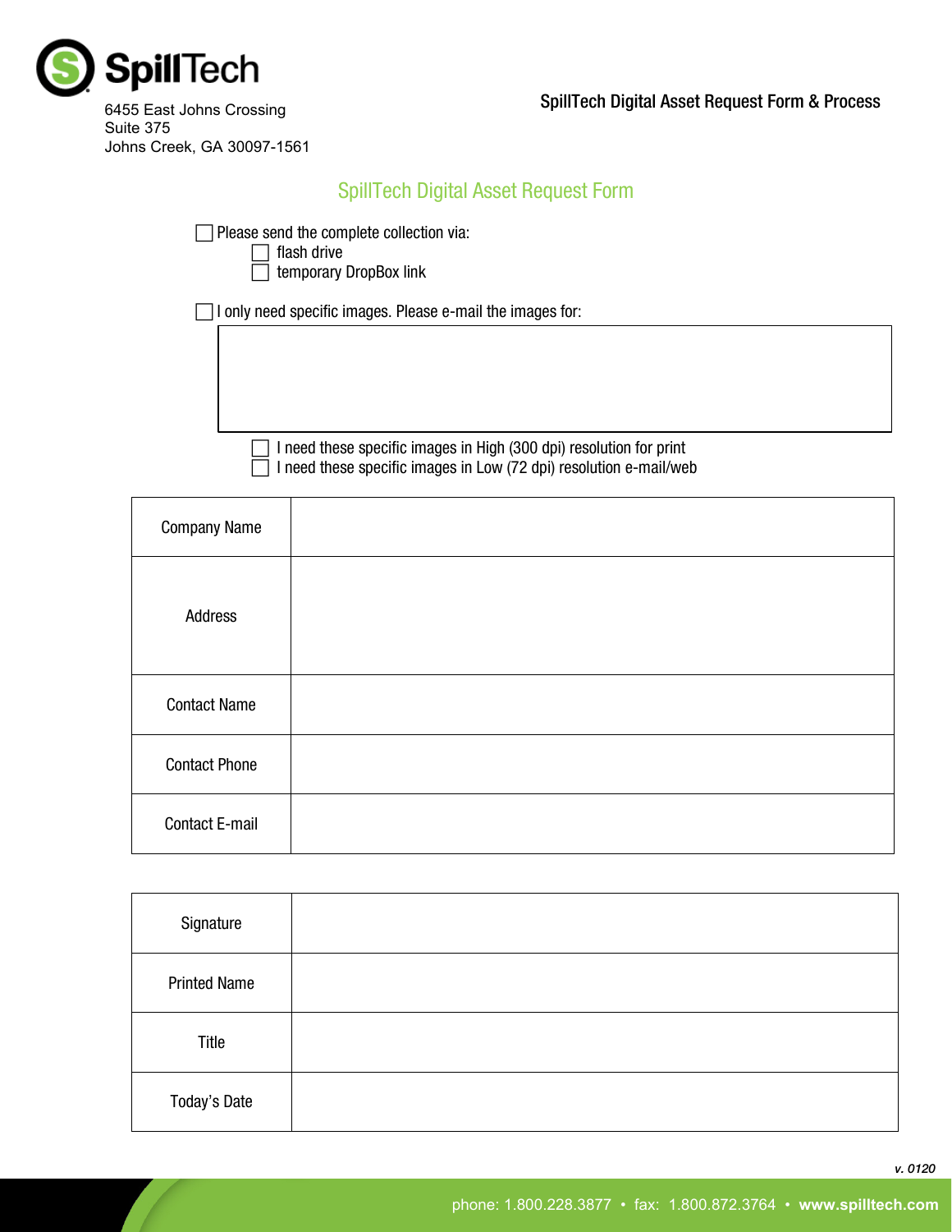SpillTech

6455 East Johns Crossing
Suite 375
Johns Creek, GA 30097-1561

SpillTech Digital Asset Request Form & Process

## SpillTech Digital Asset Request Form

☐ Please send the complete collection via:
- ☐ flash drive
- ☐ temporary DropBox link

☐ I only need specific images. Please e-mail the images for:

| |
|---|
| |

- ☐ I need these specific images in High (300 dpi) resolution for print
- ☐ I need these specific images in Low (72 dpi) resolution e-mail/web

| | |
|---|---|
| Company Name | |
| Address | |
| Contact Name | |
| Contact Phone | |
| Contact E-mail | |

| | |
|---|---|
| Signature | |
| Printed Name | |
| Title | |
| Today's Date | |

*v. 0120*

phone: 1.800.228.3877 • fax: 1.800.872.3764 • **www.spilltech.com**